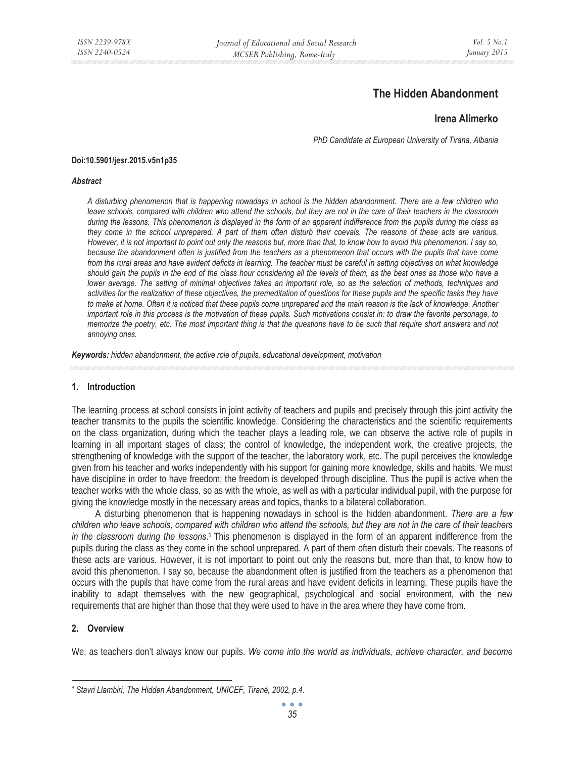# The Hidden Abandonment

## Irena Alimerko

*PhD Candidate at European University of Tirana, Albania*

**Doi:10.5901/jesr.2015.v5n1p35**

***Abstract***

*A disturbing phenomenon that is happening nowadays in school is the hidden abandonment. There are a few children who leave schools, compared with children who attend the schools, but they are not in the care of their teachers in the classroom during the lessons. This phenomenon is displayed in the form of an apparent indifference from the pupils during the class as they come in the school unprepared. A part of them often disturb their coevals. The reasons of these acts are various. However, it is not important to point out only the reasons but, more than that, to know how to avoid this phenomenon. I say so, because the abandonment often is justified from the teachers as a phenomenon that occurs with the pupils that have come from the rural areas and have evident deficits in learning. The teacher must be careful in setting objectives on what knowledge should gain the pupils in the end of the class hour considering all the levels of them, as the best ones as those who have a lower average. The setting of minimal objectives takes an important role, so as the selection of methods, techniques and activities for the realization of these objectives, the premeditation of questions for these pupils and the specific tasks they have to make at home. Often it is noticed that these pupils come unprepared and the main reason is the lack of knowledge. Another important role in this process is the motivation of these pupils. Such motivations consist in: to draw the favorite personage, to memorize the poetry, etc. The most important thing is that the questions have to be such that require short answers and not annoying ones.*

***Keywords:** hidden abandonment, the active role of pupils, educational development, motivation*

## 1. Introduction

The learning process at school consists in joint activity of teachers and pupils and precisely through this joint activity the teacher transmits to the pupils the scientific knowledge. Considering the characteristics and the scientific requirements on the class organization, during which the teacher plays a leading role, we can observe the active role of pupils in learning in all important stages of class; the control of knowledge, the independent work, the creative projects, the strengthening of knowledge with the support of the teacher, the laboratory work, etc. The pupil perceives the knowledge given from his teacher and works independently with his support for gaining more knowledge, skills and habits. We must have discipline in order to have freedom; the freedom is developed through discipline. Thus the pupil is active when the teacher works with the whole class, so as with the whole, as well as with a particular individual pupil, with the purpose for giving the knowledge mostly in the necessary areas and topics, thanks to a bilateral collaboration.

A disturbing phenomenon that is happening nowadays in school is the hidden abandonment. *There are a few children who leave schools, compared with children who attend the schools, but they are not in the care of their teachers in the classroom during the lessons*.[1] This phenomenon is displayed in the form of an apparent indifference from the pupils during the class as they come in the school unprepared. A part of them often disturb their coevals. The reasons of these acts are various. However, it is not important to point out only the reasons but, more than that, to know how to avoid this phenomenon. I say so, because the abandonment often is justified from the teachers as a phenomenon that occurs with the pupils that have come from the rural areas and have evident deficits in learning. These pupils have the inability to adapt themselves with the new geographical, psychological and social environment, with the new requirements that are higher than those that they were used to have in the area where they have come from.

## 2. Overview

We, as teachers don't always know our pupils. *We come into the world as individuals, achieve character, and become*

---

[1] *Stavri Llambiri, The Hidden Abandonment, UNICEF, Tiranë, 2002, p.4.*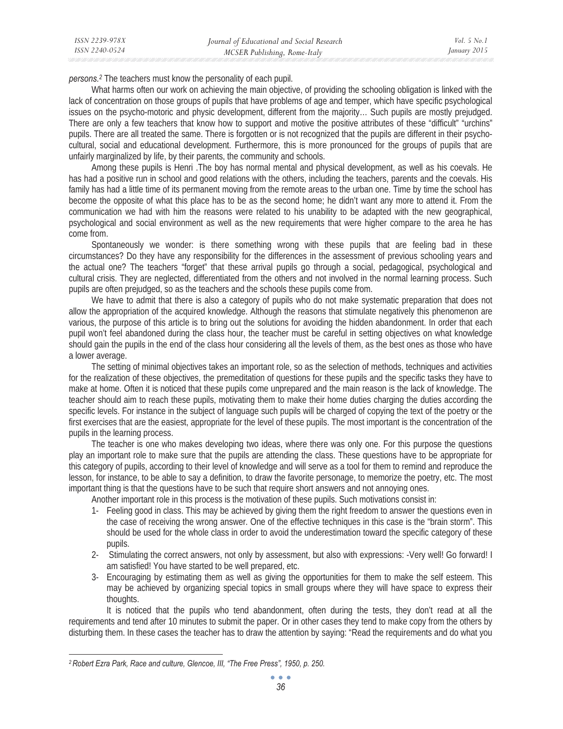*persons.*[2] The teachers must know the personality of each pupil.

What harms often our work on achieving the main objective, of providing the schooling obligation is linked with the lack of concentration on those groups of pupils that have problems of age and temper, which have specific psychological issues on the psycho-motoric and physic development, different from the majority… Such pupils are mostly prejudged. There are only a few teachers that know how to support and motive the positive attributes of these "difficult" "urchins" pupils. There are all treated the same. There is forgotten or is not recognized that the pupils are different in their psycho-cultural, social and educational development. Furthermore, this is more pronounced for the groups of pupils that are unfairly marginalized by life, by their parents, the community and schools.

Among these pupils is Henri .The boy has normal mental and physical development, as well as his coevals. He has had a positive run in school and good relations with the others, including the teachers, parents and the coevals. His family has had a little time of its permanent moving from the remote areas to the urban one. Time by time the school has become the opposite of what this place has to be as the second home; he didn't want any more to attend it. From the communication we had with him the reasons were related to his unability to be adapted with the new geographical, psychological and social environment as well as the new requirements that were higher compare to the area he has come from.

Spontaneously we wonder: is there something wrong with these pupils that are feeling bad in these circumstances? Do they have any responsibility for the differences in the assessment of previous schooling years and the actual one? The teachers "forget" that these arrival pupils go through a social, pedagogical, psychological and cultural crisis. They are neglected, differentiated from the others and not involved in the normal learning process. Such pupils are often prejudged, so as the teachers and the schools these pupils come from.

We have to admit that there is also a category of pupils who do not make systematic preparation that does not allow the appropriation of the acquired knowledge. Although the reasons that stimulate negatively this phenomenon are various, the purpose of this article is to bring out the solutions for avoiding the hidden abandonment. In order that each pupil won't feel abandoned during the class hour, the teacher must be careful in setting objectives on what knowledge should gain the pupils in the end of the class hour considering all the levels of them, as the best ones as those who have a lower average.

The setting of minimal objectives takes an important role, so as the selection of methods, techniques and activities for the realization of these objectives, the premeditation of questions for these pupils and the specific tasks they have to make at home. Often it is noticed that these pupils come unprepared and the main reason is the lack of knowledge. The teacher should aim to reach these pupils, motivating them to make their home duties charging the duties according the specific levels. For instance in the subject of language such pupils will be charged of copying the text of the poetry or the first exercises that are the easiest, appropriate for the level of these pupils. The most important is the concentration of the pupils in the learning process.

The teacher is one who makes developing two ideas, where there was only one. For this purpose the questions play an important role to make sure that the pupils are attending the class. These questions have to be appropriate for this category of pupils, according to their level of knowledge and will serve as a tool for them to remind and reproduce the lesson, for instance, to be able to say a definition, to draw the favorite personage, to memorize the poetry, etc. The most important thing is that the questions have to be such that require short answers and not annoying ones.

Another important role in this process is the motivation of these pupils. Such motivations consist in:

1- Feeling good in class. This may be achieved by giving them the right freedom to answer the questions even in the case of receiving the wrong answer. One of the effective techniques in this case is the "brain storm". This should be used for the whole class in order to avoid the underestimation toward the specific category of these pupils.
2- Stimulating the correct answers, not only by assessment, but also with expressions: -Very well! Go forward! I am satisfied! You have started to be well prepared, etc.
3- Encouraging by estimating them as well as giving the opportunities for them to make the self esteem. This may be achieved by organizing special topics in small groups where they will have space to express their thoughts.

It is noticed that the pupils who tend abandonment, often during the tests, they don't read at all the requirements and tend after 10 minutes to submit the paper. Or in other cases they tend to make copy from the others by disturbing them. In these cases the teacher has to draw the attention by saying: "Read the requirements and do what you

---

*[2] Robert Ezra Park, Race and culture, Glencoe, III, "The Free Press", 1950, p. 250.*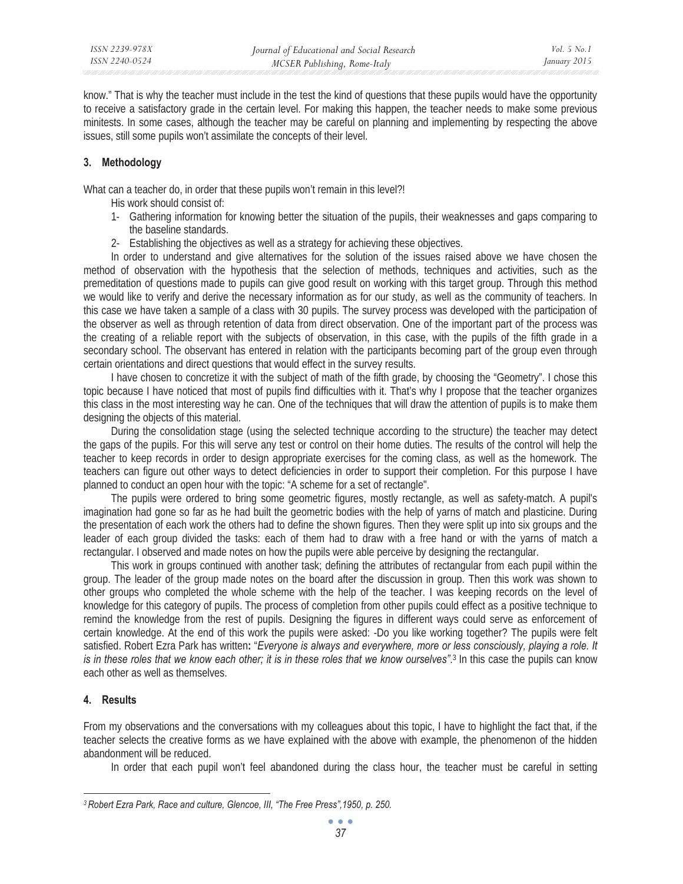know." That is why the teacher must include in the test the kind of questions that these pupils would have the opportunity to receive a satisfactory grade in the certain level. For making this happen, the teacher needs to make some previous minitests. In some cases, although the teacher may be careful on planning and implementing by respecting the above issues, still some pupils won't assimilate the concepts of their level.

## 3. Methodology

What can a teacher do, in order that these pupils won't remain in this level?!

His work should consist of:

1- Gathering information for knowing better the situation of the pupils, their weaknesses and gaps comparing to the baseline standards.
2- Establishing the objectives as well as a strategy for achieving these objectives.

In order to understand and give alternatives for the solution of the issues raised above we have chosen the method of observation with the hypothesis that the selection of methods, techniques and activities, such as the premeditation of questions made to pupils can give good result on working with this target group. Through this method we would like to verify and derive the necessary information as for our study, as well as the community of teachers. In this case we have taken a sample of a class with 30 pupils. The survey process was developed with the participation of the observer as well as through retention of data from direct observation. One of the important part of the process was the creating of a reliable report with the subjects of observation, in this case, with the pupils of the fifth grade in a secondary school. The observant has entered in relation with the participants becoming part of the group even through certain orientations and direct questions that would effect in the survey results.

I have chosen to concretize it with the subject of math of the fifth grade, by choosing the "Geometry". I chose this topic because I have noticed that most of pupils find difficulties with it. That's why I propose that the teacher organizes this class in the most interesting way he can. One of the techniques that will draw the attention of pupils is to make them designing the objects of this material.

During the consolidation stage (using the selected technique according to the structure) the teacher may detect the gaps of the pupils. For this will serve any test or control on their home duties. The results of the control will help the teacher to keep records in order to design appropriate exercises for the coming class, as well as the homework. The teachers can figure out other ways to detect deficiencies in order to support their completion. For this purpose I have planned to conduct an open hour with the topic: "A scheme for a set of rectangle".

The pupils were ordered to bring some geometric figures, mostly rectangle, as well as safety-match. A pupil's imagination had gone so far as he had built the geometric bodies with the help of yarns of match and plasticine. During the presentation of each work the others had to define the shown figures. Then they were split up into six groups and the leader of each group divided the tasks: each of them had to draw with a free hand or with the yarns of match a rectangular. I observed and made notes on how the pupils were able perceive by designing the rectangular.

This work in groups continued with another task; defining the attributes of rectangular from each pupil within the group. The leader of the group made notes on the board after the discussion in group. Then this work was shown to other groups who completed the whole scheme with the help of the teacher. I was keeping records on the level of knowledge for this category of pupils. The process of completion from other pupils could effect as a positive technique to remind the knowledge from the rest of pupils. Designing the figures in different ways could serve as enforcement of certain knowledge. At the end of this work the pupils were asked: -Do you like working together? The pupils were felt satisfied. Robert Ezra Park has written**:** "*Everyone is always and everywhere, more or less consciously, playing a role. It is in these roles that we know each other; it is in these roles that we know ourselves*".[3] In this case the pupils can know each other as well as themselves.

## 4. Results

From my observations and the conversations with my colleagues about this topic, I have to highlight the fact that, if the teacher selects the creative forms as we have explained with the above with example, the phenomenon of the hidden abandonment will be reduced.

In order that each pupil won't feel abandoned during the class hour, the teacher must be careful in setting

---

[3] *Robert Ezra Park, Race and culture, Glencoe, III, "The Free Press",1950, p. 250.*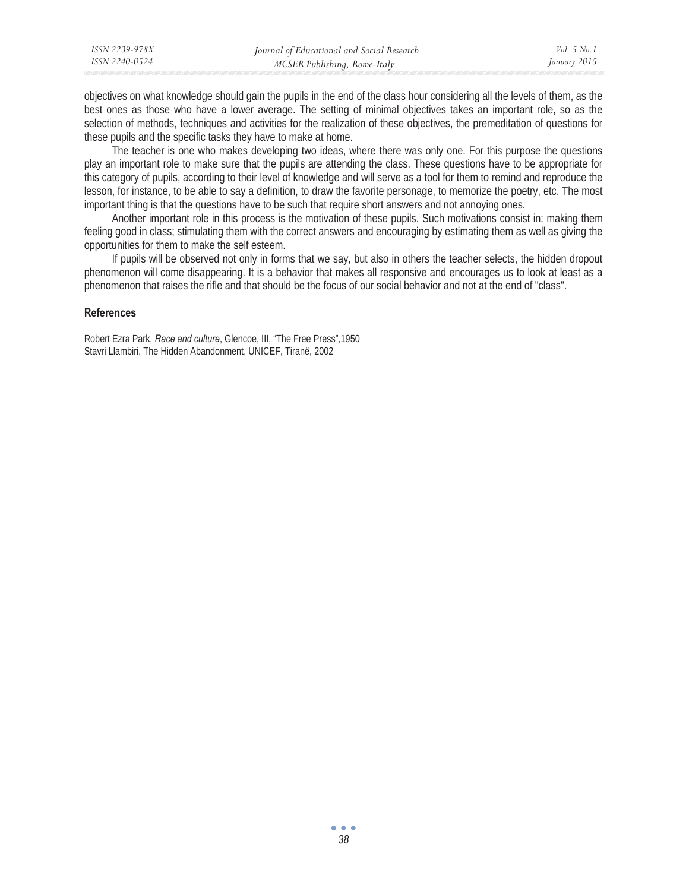objectives on what knowledge should gain the pupils in the end of the class hour considering all the levels of them, as the best ones as those who have a lower average. The setting of minimal objectives takes an important role, so as the selection of methods, techniques and activities for the realization of these objectives, the premeditation of questions for these pupils and the specific tasks they have to make at home.

The teacher is one who makes developing two ideas, where there was only one. For this purpose the questions play an important role to make sure that the pupils are attending the class. These questions have to be appropriate for this category of pupils, according to their level of knowledge and will serve as a tool for them to remind and reproduce the lesson, for instance, to be able to say a definition, to draw the favorite personage, to memorize the poetry, etc. The most important thing is that the questions have to be such that require short answers and not annoying ones.

Another important role in this process is the motivation of these pupils. Such motivations consist in: making them feeling good in class; stimulating them with the correct answers and encouraging by estimating them as well as giving the opportunities for them to make the self esteem.

If pupils will be observed not only in forms that we say, but also in others the teacher selects, the hidden dropout phenomenon will come disappearing. It is a behavior that makes all responsive and encourages us to look at least as a phenomenon that raises the rifle and that should be the focus of our social behavior and not at the end of "class".

## References

Robert Ezra Park, *Race and culture*, Glencoe, III, "The Free Press",1950

Stavri Llambiri, The Hidden Abandonment, UNICEF, Tiranë, 2002